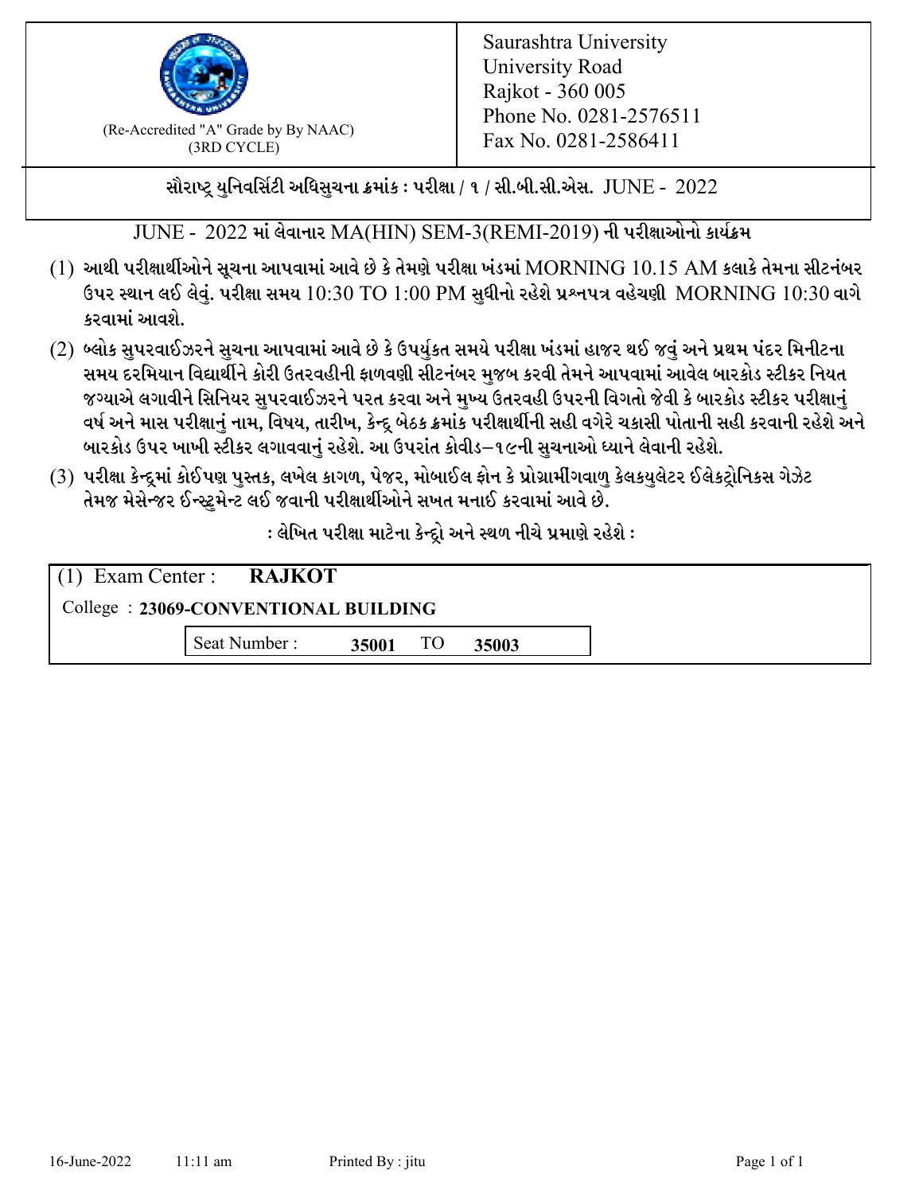(Re-Accredited "A" Grade by By NAAC)
(3RD CYCLE)

Saurashtra University
University Road
Rajkot - 360 005
Phone No. 0281-2576511
Fax No. 0281-2586411

**સૌરાષ્ટ્ર યુનિવર્સિટી અધિસુચના ક્રમાંક : પરીક્ષા / ૧ / સી.બી.સી.એસ. JUNE - 2022**

**JUNE - 2022 માં લેવાનાર MA(HIN) SEM-3(REMI-2019) ની પરીક્ષાઓનો કાર્યક્રમ**

(1) આથી પરીક્ષાર્થીઓને સૂચના આપવામાં આવે છે કે તેમણે પરીક્ષા ખંડમાં MORNING 10.15 AM કલાકે તેમના સીટનંબર ઉપર સ્થાન લઈ લેવું. પરીક્ષા સમય 10:30 TO 1:00 PM સુધીનો રહેશે પ્રશ્નપત્ર વહેચણી MORNING 10:30 વાગે કરવામાં આવશે.

(2) બ્લોક સુપરવાઈઝરને સુચના આપવામાં આવે છે કે ઉપર્યુકત સમયે પરીક્ષા ખંડમાં હાજર થઈ જવું અને પ્રથમ પંદર મિનીટના સમય દરમિયાન વિદ્યાર્થીને કોરી ઉતરવહીની ફાળવણી સીટનંબર મુજબ કરવી તેમને આપવામાં આવેલ બારકોડ સ્ટીકર નિયત જગ્યાએ લગાવીને સિનિયર સુપરવાઈઝરને પરત કરવા અને મુખ્ય ઉતરવહી ઉપરની વિગતો જેવી કે બારકોડ સ્ટીકર પરીક્ષાનું વર્ષ અને માસ પરીક્ષાનું નામ, વિષય, તારીખ, કેન્દ્ર બેઠક ક્રમાંક પરીક્ષાર્થીની સહી વગેરે ચકાસી પોતાની સહી કરવાની રહેશે અને બારકોડ ઉપર ખાખી સ્ટીકર લગાવવાનું રહેશે. આ ઉપરાંત કોવીડ–૧૯ની સુચનાઓ ધ્યાને લેવાની રહેશે.

(3) પરીક્ષા કેન્દ્રમાં કોઈપણ પુસ્તક, લખેલ કાગળ, પેજર, મોબાઈલ ફોન કે પ્રોગ્રામીંગવાળુ કેલકયુલેટર ઈલેકટ્રોનિકસ ગેઝેટ તેમજ મેસેન્જર ઈન્સ્ટ્રુમેન્ટ લઈ જવાની પરીક્ષાર્થીઓને સખત મનાઈ કરવામાં આવે છે.

**: લેખિત પરીક્ષા માટેના કેન્દ્રો અને સ્થળ નીચે પ્રમાણે રહેશે :**

(1) Exam Center : **RAJKOT**

College : **23069-CONVENTIONAL BUILDING**

Seat Number : **35001** TO **35003**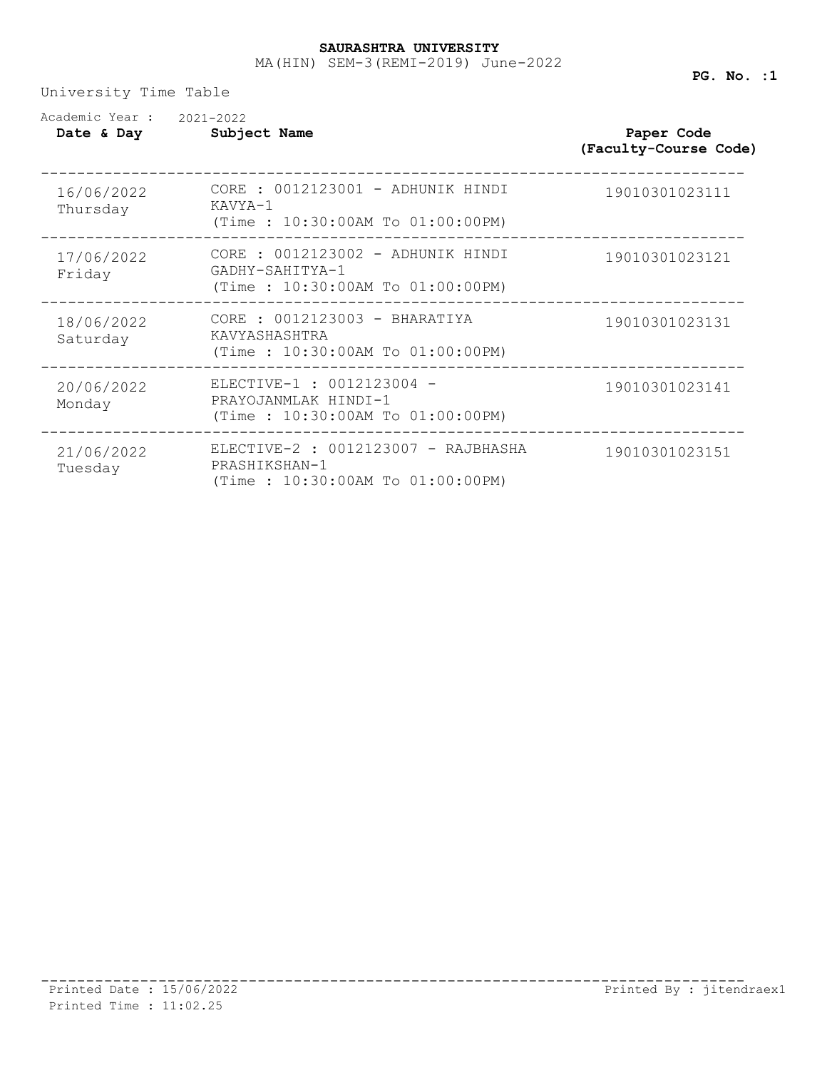**SAURASHTRA UNIVERSITY**

MA(HIN) SEM-3(REMI-2019) June-2022

University Time Table

Academic Year : 2021-2022

| Date & Day | Subject Name | Paper Code (Faculty-Course Code) |
| --- | --- | --- |
| 16/06/2022 Thursday | CORE : 0012123001 - ADHUNIK HINDI KAVYA-1 (Time : 10:30:00AM To 01:00:00PM) | 19010301023111 |
| 17/06/2022 Friday | CORE : 0012123002 - ADHUNIK HINDI GADHY-SAHITYA-1 (Time : 10:30:00AM To 01:00:00PM) | 19010301023121 |
| 18/06/2022 Saturday | CORE : 0012123003 - BHARATIYA KAVYASHASHTRA (Time : 10:30:00AM To 01:00:00PM) | 19010301023131 |
| 20/06/2022 Monday | ELECTIVE-1 : 0012123004 - PRAYOJANMLAK HINDI-1 (Time : 10:30:00AM To 01:00:00PM) | 19010301023141 |
| 21/06/2022 Tuesday | ELECTIVE-2 : 0012123007 - RAJBHASHA PRASHIKSHAN-1 (Time : 10:30:00AM To 01:00:00PM) | 19010301023151 |

Printed Date : 15/06/2022
Printed Time : 11:02.25

Printed By : jitendraex1